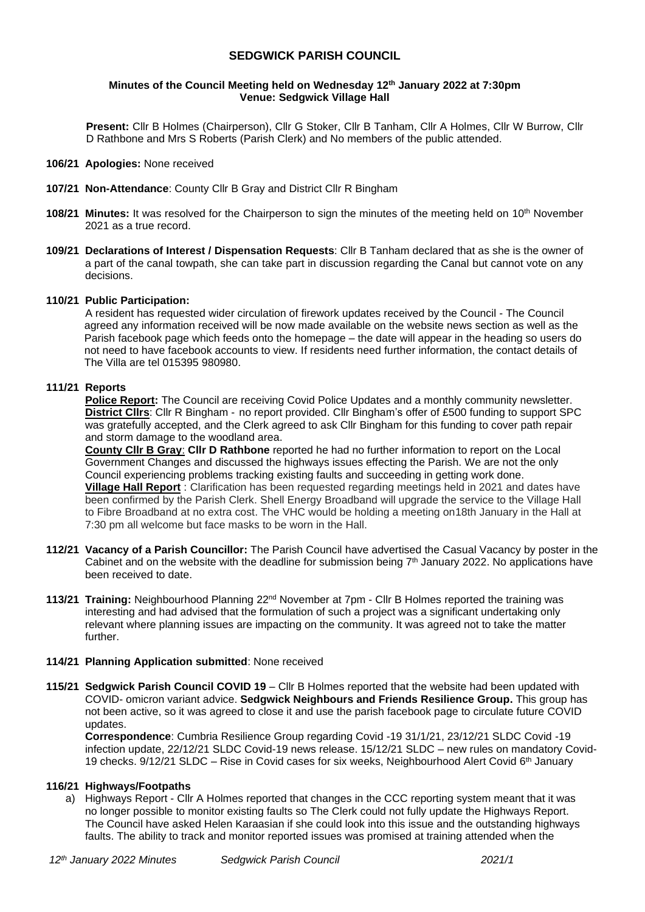# SEDGWICK PARISH COUNCIL

**Minutes of the Council Meeting held on Wednesday 12th January 2022 at 7:30pm**
**Venue: Sedgwick Village Hall**

**Present:** Cllr B Holmes (Chairperson), Cllr G Stoker, Cllr B Tanham, Cllr A Holmes, Cllr W Burrow, Cllr D Rathbone and Mrs S Roberts (Parish Clerk) and No members of the public attended.

**106/21 Apologies:** None received

**107/21 Non-Attendance**: County Cllr B Gray and District Cllr R Bingham

**108/21 Minutes:** It was resolved for the Chairperson to sign the minutes of the meeting held on 10th November 2021 as a true record.

**109/21 Declarations of Interest / Dispensation Requests**: Cllr B Tanham declared that as she is the owner of a part of the canal towpath, she can take part in discussion regarding the Canal but cannot vote on any decisions.

**110/21 Public Participation:**
A resident has requested wider circulation of firework updates received by the Council - The Council agreed any information received will be now made available on the website news section as well as the Parish facebook page which feeds onto the homepage – the date will appear in the heading so users do not need to have facebook accounts to view. If residents need further information, the contact details of The Villa are tel 015395 980980.

**111/21 Reports**
**Police Report:** The Council are receiving Covid Police Updates and a monthly community newsletter.
**District Cllrs**: Cllr R Bingham - no report provided. Cllr Bingham's offer of £500 funding to support SPC was gratefully accepted, and the Clerk agreed to ask Cllr Bingham for this funding to cover path repair and storm damage to the woodland area.
**County Cllr B Gray**: **Cllr D Rathbone** reported he had no further information to report on the Local Government Changes and discussed the highways issues effecting the Parish. We are not the only Council experiencing problems tracking existing faults and succeeding in getting work done.
**Village Hall Report** : Clarification has been requested regarding meetings held in 2021 and dates have been confirmed by the Parish Clerk. Shell Energy Broadband will upgrade the service to the Village Hall to Fibre Broadband at no extra cost. The VHC would be holding a meeting on18th January in the Hall at 7:30 pm all welcome but face masks to be worn in the Hall.

**112/21 Vacancy of a Parish Councillor:** The Parish Council have advertised the Casual Vacancy by poster in the Cabinet and on the website with the deadline for submission being 7th January 2022. No applications have been received to date.

**113/21 Training:** Neighbourhood Planning 22nd November at 7pm - Cllr B Holmes reported the training was interesting and had advised that the formulation of such a project was a significant undertaking only relevant where planning issues are impacting on the community. It was agreed not to take the matter further.

**114/21 Planning Application submitted**: None received

**115/21 Sedgwick Parish Council COVID 19** – Cllr B Holmes reported that the website had been updated with COVID- omicron variant advice. **Sedgwick Neighbours and Friends Resilience Group.** This group has not been active, so it was agreed to close it and use the parish facebook page to circulate future COVID updates.
**Correspondence**: Cumbria Resilience Group regarding Covid -19 31/1/21, 23/12/21 SLDC Covid -19 infection update, 22/12/21 SLDC Covid-19 news release. 15/12/21 SLDC – new rules on mandatory Covid-19 checks. 9/12/21 SLDC – Rise in Covid cases for six weeks, Neighbourhood Alert Covid 6th January

**116/21 Highways/Footpaths**

a) Highways Report - Cllr A Holmes reported that changes in the CCC reporting system meant that it was no longer possible to monitor existing faults so The Clerk could not fully update the Highways Report. The Council have asked Helen Karaasian if she could look into this issue and the outstanding highways faults. The ability to track and monitor reported issues was promised at training attended when the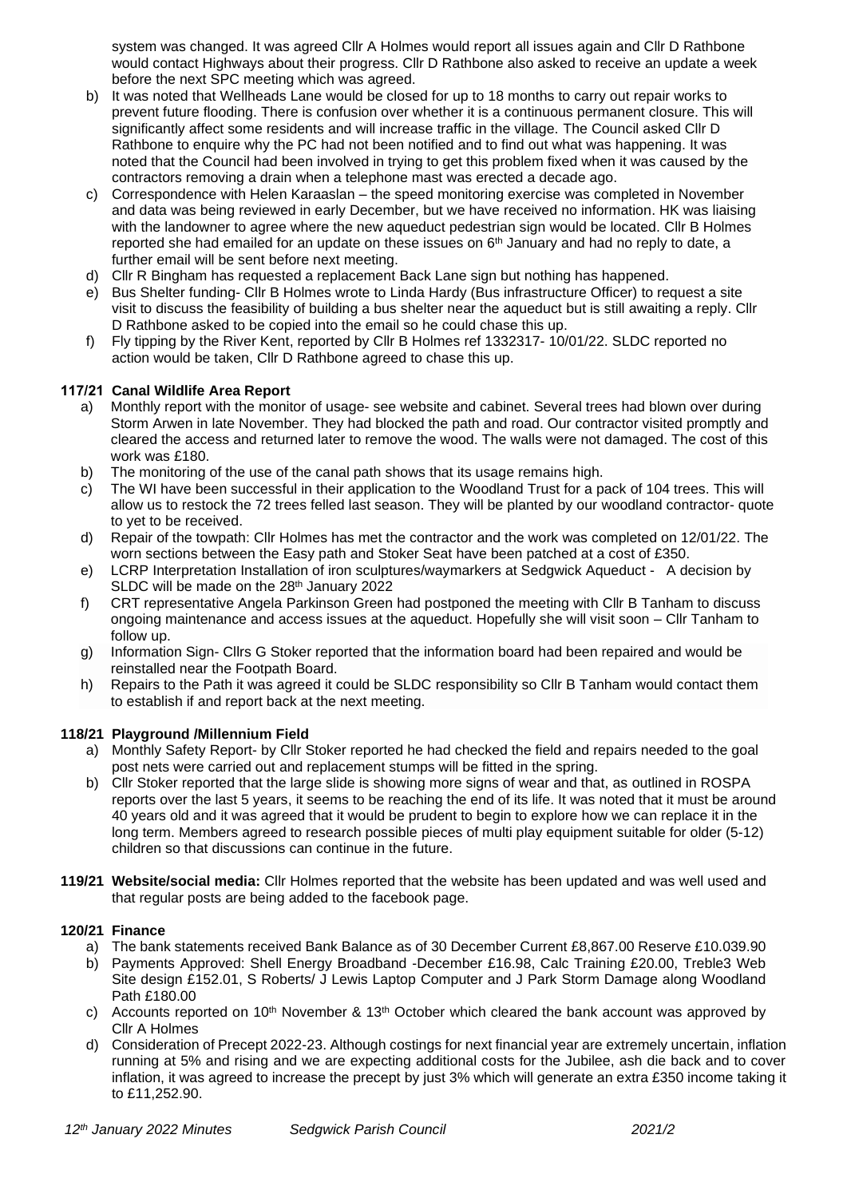system was changed. It was agreed Cllr A Holmes would report all issues again and Cllr D Rathbone would contact Highways about their progress. Cllr D Rathbone also asked to receive an update a week before the next SPC meeting which was agreed.

b) It was noted that Wellheads Lane would be closed for up to 18 months to carry out repair works to prevent future flooding. There is confusion over whether it is a continuous permanent closure. This will significantly affect some residents and will increase traffic in the village. The Council asked Cllr D Rathbone to enquire why the PC had not been notified and to find out what was happening. It was noted that the Council had been involved in trying to get this problem fixed when it was caused by the contractors removing a drain when a telephone mast was erected a decade ago.

c) Correspondence with Helen Karaaslan – the speed monitoring exercise was completed in November and data was being reviewed in early December, but we have received no information. HK was liaising with the landowner to agree where the new aqueduct pedestrian sign would be located. Cllr B Holmes reported she had emailed for an update on these issues on 6th January and had no reply to date, a further email will be sent before next meeting.

d) Cllr R Bingham has requested a replacement Back Lane sign but nothing has happened.

e) Bus Shelter funding- Cllr B Holmes wrote to Linda Hardy (Bus infrastructure Officer) to request a site visit to discuss the feasibility of building a bus shelter near the aqueduct but is still awaiting a reply. Cllr D Rathbone asked to be copied into the email so he could chase this up.

f) Fly tipping by the River Kent, reported by Cllr B Holmes ref 1332317- 10/01/22. SLDC reported no action would be taken, Cllr D Rathbone agreed to chase this up.

### 117/21 Canal Wildlife Area Report

a) Monthly report with the monitor of usage- see website and cabinet. Several trees had blown over during Storm Arwen in late November. They had blocked the path and road. Our contractor visited promptly and cleared the access and returned later to remove the wood. The walls were not damaged. The cost of this work was £180.

b) The monitoring of the use of the canal path shows that its usage remains high.

c) The WI have been successful in their application to the Woodland Trust for a pack of 104 trees. This will allow us to restock the 72 trees felled last season. They will be planted by our woodland contractor- quote to yet to be received.

d) Repair of the towpath: Cllr Holmes has met the contractor and the work was completed on 12/01/22. The worn sections between the Easy path and Stoker Seat have been patched at a cost of £350.

e) LCRP Interpretation Installation of iron sculptures/waymarkers at Sedgwick Aqueduct - A decision by SLDC will be made on the 28th January 2022

f) CRT representative Angela Parkinson Green had postponed the meeting with Cllr B Tanham to discuss ongoing maintenance and access issues at the aqueduct. Hopefully she will visit soon – Cllr Tanham to follow up.

g) Information Sign- Cllrs G Stoker reported that the information board had been repaired and would be reinstalled near the Footpath Board.

h) Repairs to the Path it was agreed it could be SLDC responsibility so Cllr B Tanham would contact them to establish if and report back at the next meeting.

### 118/21 Playground /Millennium Field

a) Monthly Safety Report- by Cllr Stoker reported he had checked the field and repairs needed to the goal post nets were carried out and replacement stumps will be fitted in the spring.

b) Cllr Stoker reported that the large slide is showing more signs of wear and that, as outlined in ROSPA reports over the last 5 years, it seems to be reaching the end of its life. It was noted that it must be around 40 years old and it was agreed that it would be prudent to begin to explore how we can replace it in the long term. Members agreed to research possible pieces of multi play equipment suitable for older (5-12) children so that discussions can continue in the future.

**119/21 Website/social media:** Cllr Holmes reported that the website has been updated and was well used and that regular posts are being added to the facebook page.

### 120/21 Finance

a) The bank statements received Bank Balance as of 30 December Current £8,867.00 Reserve £10.039.90

b) Payments Approved: Shell Energy Broadband -December £16.98, Calc Training £20.00, Treble3 Web Site design £152.01, S Roberts/ J Lewis Laptop Computer and J Park Storm Damage along Woodland Path £180.00

c) Accounts reported on 10th November & 13th October which cleared the bank account was approved by Cllr A Holmes

d) Consideration of Precept 2022-23. Although costings for next financial year are extremely uncertain, inflation running at 5% and rising and we are expecting additional costs for the Jubilee, ash die back and to cover inflation, it was agreed to increase the precept by just 3% which will generate an extra £350 income taking it to £11,252.90.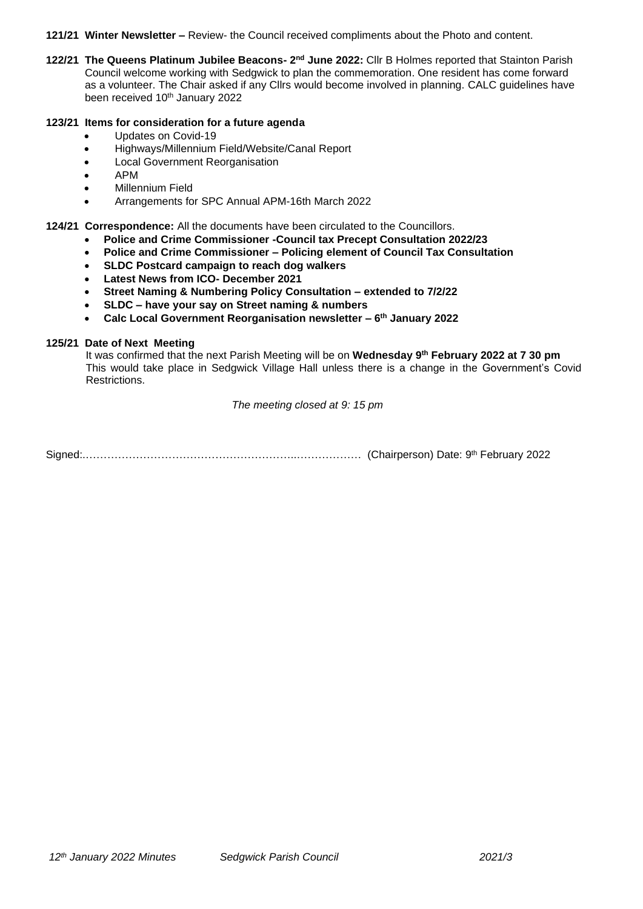**121/21 Winter Newsletter –** Review- the Council received compliments about the Photo and content.

**122/21 The Queens Platinum Jubilee Beacons- 2nd June 2022:** Cllr B Holmes reported that Stainton Parish Council welcome working with Sedgwick to plan the commemoration. One resident has come forward as a volunteer. The Chair asked if any Cllrs would become involved in planning. CALC guidelines have been received 10th January 2022

**123/21 Items for consideration for a future agenda**

- Updates on Covid-19
- Highways/Millennium Field/Website/Canal Report
- Local Government Reorganisation
- APM
- Millennium Field
- Arrangements for SPC Annual APM-16th March 2022

**124/21 Correspondence:** All the documents have been circulated to the Councillors.

- **Police and Crime Commissioner -Council tax Precept Consultation 2022/23**
- **Police and Crime Commissioner – Policing element of Council Tax Consultation**
- **SLDC Postcard campaign to reach dog walkers**
- **Latest News from ICO- December 2021**
- **Street Naming & Numbering Policy Consultation – extended to 7/2/22**
- **SLDC – have your say on Street naming & numbers**
- **Calc Local Government Reorganisation newsletter – 6th January 2022**

**125/21 Date of Next Meeting**

It was confirmed that the next Parish Meeting will be on **Wednesday 9th February 2022 at 7 30 pm** This would take place in Sedgwick Village Hall unless there is a change in the Government's Covid Restrictions.

*The meeting closed at 9: 15 pm*

Signed:…………………………………………………..……………… (Chairperson) Date: 9th February 2022